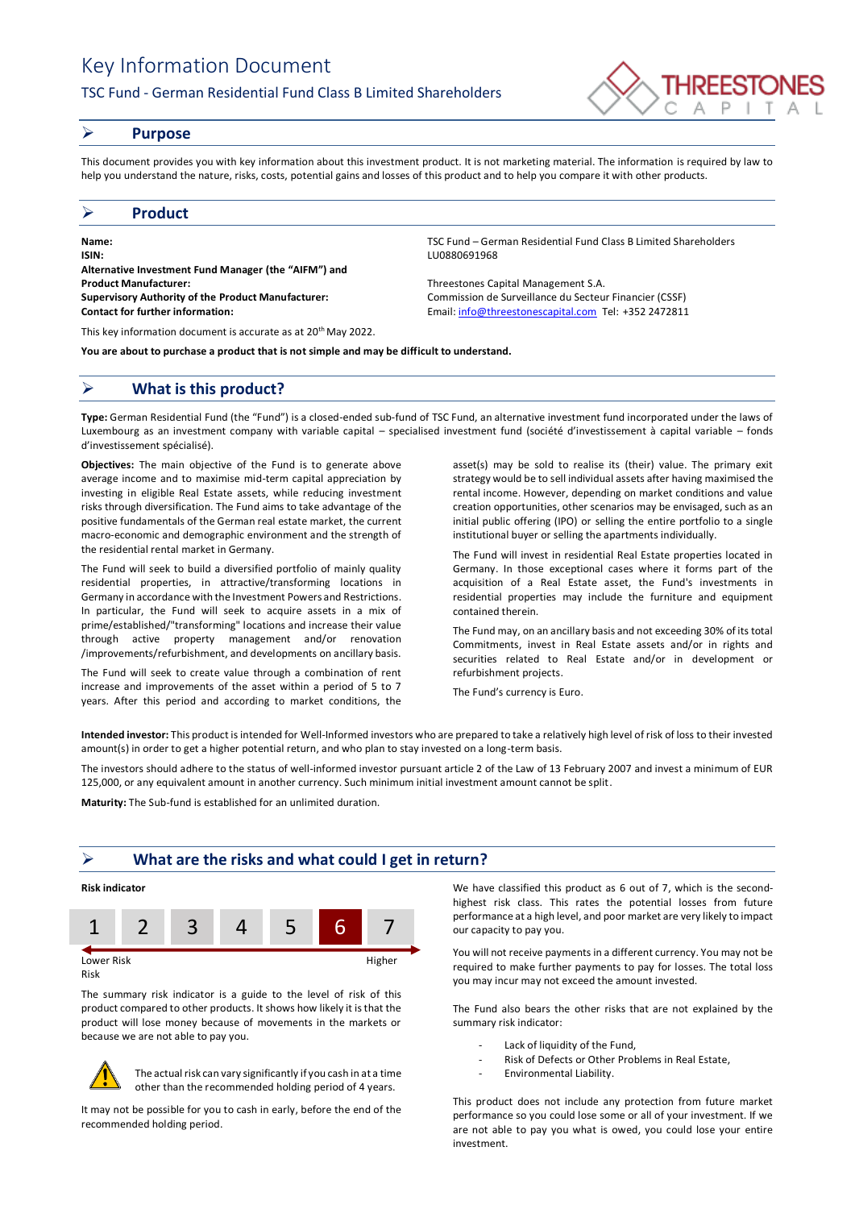# Key Information Document

## TSC Fund - German Residential Fund Class B Limited Shareholders

## Purpose

This document provides you with key information about this investment product. It is not marketing material. The information is required by law to help you understand the nature, risks, costs, potential gains and losses of this product and to help you compare it with other products.

## Product

| | |
|---|---|
| **Name:** | TSC Fund – German Residential Fund Class B Limited Shareholders |
| **ISIN:** | LU0880691968 |
| **Alternative Investment Fund Manager (the "AIFM") and Product Manufacturer:** | Threestones Capital Management S.A. |
| **Supervisory Authority of the Product Manufacturer:** | Commission de Surveillance du Secteur Financier (CSSF) |
| **Contact for further information:** | Email: info@threestonescapital.com Tel: +352 2472811 |

This key information document is accurate as at 20th May 2022.

**You are about to purchase a product that is not simple and may be difficult to understand.**

## What is this product?

**Type:** German Residential Fund (the "Fund") is a closed-ended sub-fund of TSC Fund, an alternative investment fund incorporated under the laws of Luxembourg as an investment company with variable capital – specialised investment fund (société d'investissement à capital variable – fonds d'investissement spécialisé).

**Objectives:** The main objective of the Fund is to generate above average income and to maximise mid-term capital appreciation by investing in eligible Real Estate assets, while reducing investment risks through diversification. The Fund aims to take advantage of the positive fundamentals of the German real estate market, the current macro-economic and demographic environment and the strength of the residential rental market in Germany.

The Fund will seek to build a diversified portfolio of mainly quality residential properties, in attractive/transforming locations in Germany in accordance with the Investment Powers and Restrictions. In particular, the Fund will seek to acquire assets in a mix of prime/established/"transforming" locations and increase their value through active property management and/or renovation /improvements/refurbishment, and developments on ancillary basis.

The Fund will seek to create value through a combination of rent increase and improvements of the asset within a period of 5 to 7 years. After this period and according to market conditions, the asset(s) may be sold to realise its (their) value. The primary exit strategy would be to sell individual assets after having maximised the rental income. However, depending on market conditions and value creation opportunities, other scenarios may be envisaged, such as an initial public offering (IPO) or selling the entire portfolio to a single institutional buyer or selling the apartments individually.

The Fund will invest in residential Real Estate properties located in Germany. In those exceptional cases where it forms part of the acquisition of a Real Estate asset, the Fund's investments in residential properties may include the furniture and equipment contained therein.

The Fund may, on an ancillary basis and not exceeding 30% of its total Commitments, invest in Real Estate assets and/or in rights and securities related to Real Estate and/or in development or refurbishment projects.

The Fund's currency is Euro.

**Intended investor:** This product is intended for Well-Informed investors who are prepared to take a relatively high level of risk of loss to their invested amount(s) in order to get a higher potential return, and who plan to stay invested on a long-term basis.

The investors should adhere to the status of well-informed investor pursuant article 2 of the Law of 13 February 2007 and invest a minimum of EUR 125,000, or any equivalent amount in another currency. Such minimum initial investment amount cannot be split.

**Maturity:** The Sub-fund is established for an unlimited duration.

## What are the risks and what could I get in return?

**Risk indicator**

| 1 | 2 | 3 | 4 | 5 | **6** | 7 |
|---|---|---|---|---|---|---|

Lower Risk — Higher Risk

The summary risk indicator is a guide to the level of risk of this product compared to other products. It shows how likely it is that the product will lose money because of movements in the markets or because we are not able to pay you.

The actual risk can vary significantly if you cash in at a time other than the recommended holding period of 4 years.

It may not be possible for you to cash in early, before the end of the recommended holding period.

We have classified this product as 6 out of 7, which is the second-highest risk class. This rates the potential losses from future performance at a high level, and poor market are very likely to impact our capacity to pay you.

You will not receive payments in a different currency. You may not be required to make further payments to pay for losses. The total loss you may incur may not exceed the amount invested.

The Fund also bears the other risks that are not explained by the summary risk indicator:

- Lack of liquidity of the Fund,
- Risk of Defects or Other Problems in Real Estate,
- Environmental Liability.

This product does not include any protection from future market performance so you could lose some or all of your investment. If we are not able to pay you what is owed, you could lose your entire investment.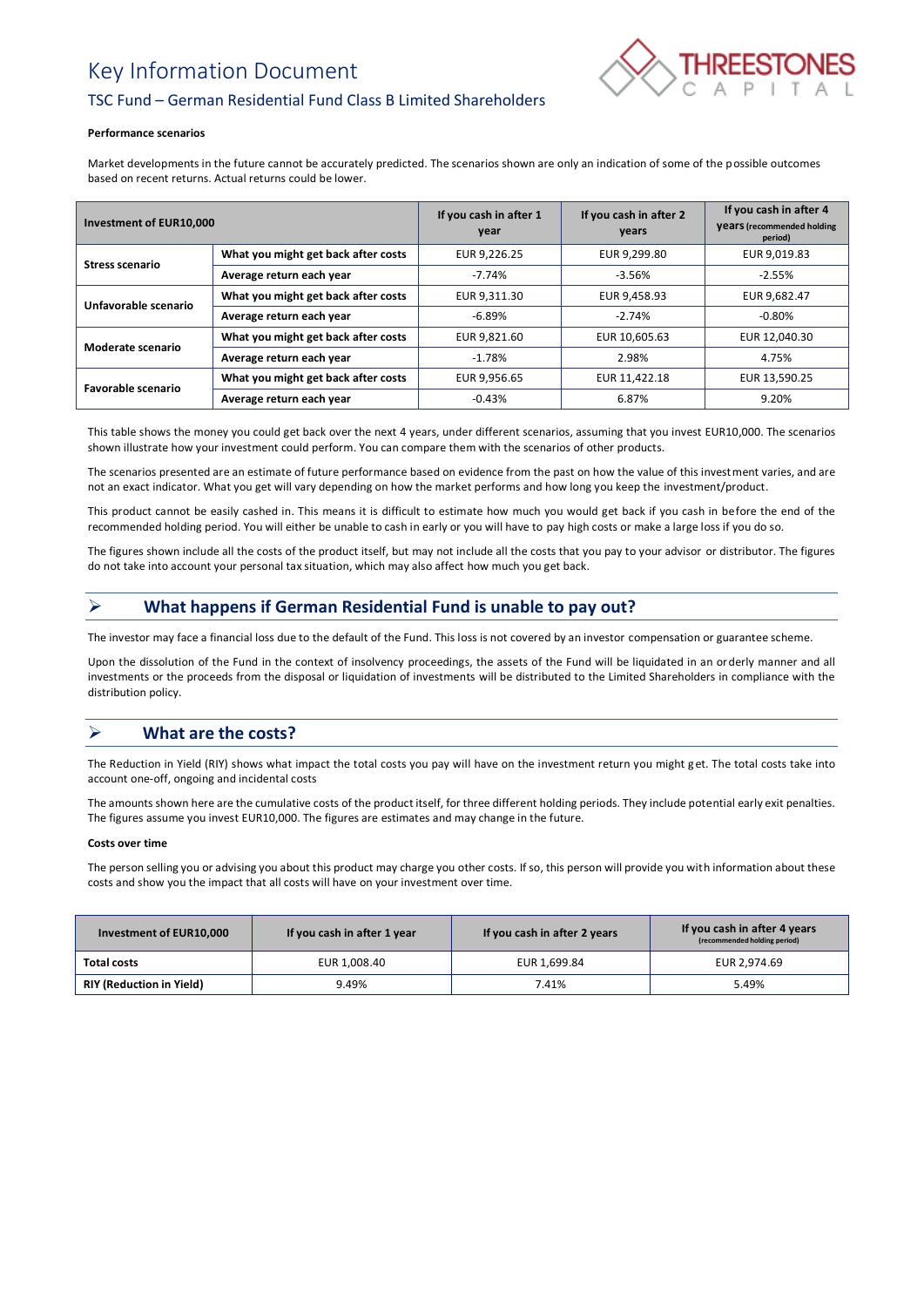### Performance scenarios

Market developments in the future cannot be accurately predicted. The scenarios shown are only an indication of some of the possible outcomes based on recent returns. Actual returns could be lower.

| Investment of EUR10,000 | | If you cash in after 1 year | If you cash in after 2 years | If you cash in after 4 years (recommended holding period) |
|---|---|---|---|---|
| Stress scenario | What you might get back after costs | EUR 9,226.25 | EUR 9,299.80 | EUR 9,019.83 |
| | Average return each year | -7.74% | -3.56% | -2.55% |
| Unfavorable scenario | What you might get back after costs | EUR 9,311.30 | EUR 9,458.93 | EUR 9,682.47 |
| | Average return each year | -6.89% | -2.74% | -0.80% |
| Moderate scenario | What you might get back after costs | EUR 9,821.60 | EUR 10,605.63 | EUR 12,040.30 |
| | Average return each year | -1.78% | 2.98% | 4.75% |
| Favorable scenario | What you might get back after costs | EUR 9,956.65 | EUR 11,422.18 | EUR 13,590.25 |
| | Average return each year | -0.43% | 6.87% | 9.20% |

This table shows the money you could get back over the next 4 years, under different scenarios, assuming that you invest EUR10,000. The scenarios shown illustrate how your investment could perform. You can compare them with the scenarios of other products.

The scenarios presented are an estimate of future performance based on evidence from the past on how the value of this investment varies, and are not an exact indicator. What you get will vary depending on how the market performs and how long you keep the investment/product.

This product cannot be easily cashed in. This means it is difficult to estimate how much you would get back if you cash in before the end of the recommended holding period. You will either be unable to cash in early or you will have to pay high costs or make a large loss if you do so.

The figures shown include all the costs of the product itself, but may not include all the costs that you pay to your advisor or distributor. The figures do not take into account your personal tax situation, which may also affect how much you get back.

## What happens if German Residential Fund is unable to pay out?

The investor may face a financial loss due to the default of the Fund. This loss is not covered by an investor compensation or guarantee scheme.

Upon the dissolution of the Fund in the context of insolvency proceedings, the assets of the Fund will be liquidated in an orderly manner and all investments or the proceeds from the disposal or liquidation of investments will be distributed to the Limited Shareholders in compliance with the distribution policy.

## What are the costs?

The Reduction in Yield (RIY) shows what impact the total costs you pay will have on the investment return you might get. The total costs take into account one-off, ongoing and incidental costs

The amounts shown here are the cumulative costs of the product itself, for three different holding periods. They include potential early exit penalties. The figures assume you invest EUR10,000. The figures are estimates and may change in the future.

### Costs over time

The person selling you or advising you about this product may charge you other costs. If so, this person will provide you with information about these costs and show you the impact that all costs will have on your investment over time.

| Investment of EUR10,000 | If you cash in after 1 year | If you cash in after 2 years | If you cash in after 4 years (recommended holding period) |
|---|---|---|---|
| Total costs | EUR 1,008.40 | EUR 1,699.84 | EUR 2,974.69 |
| RIY (Reduction in Yield) | 9.49% | 7.41% | 5.49% |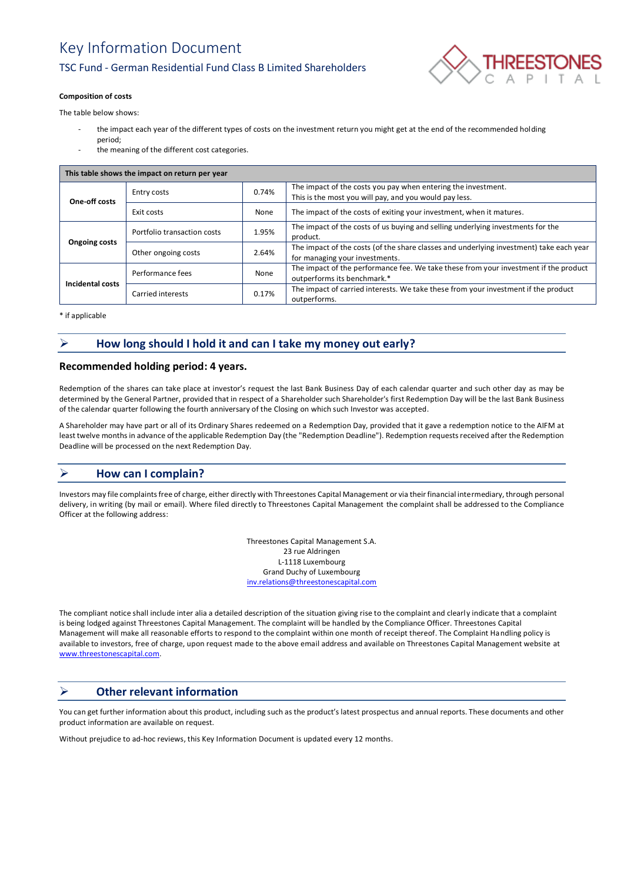# Key Information Document

## TSC Fund - German Residential Fund Class B Limited Shareholders

**Composition of costs**

The table below shows:

- the impact each year of the different types of costs on the investment return you might get at the end of the recommended holding period;
- the meaning of the different cost categories.

| This table shows the impact on return per year | | | |
|---|---|---|---|
| **One-off costs** | Entry costs | 0.74% | The impact of the costs you pay when entering the investment. This is the most you will pay, and you would pay less. |
| | Exit costs | None | The impact of the costs of exiting your investment, when it matures. |
| **Ongoing costs** | Portfolio transaction costs | 1.95% | The impact of the costs of us buying and selling underlying investments for the product. |
| | Other ongoing costs | 2.64% | The impact of the costs (of the share classes and underlying investment) take each year for managing your investments. |
| **Incidental costs** | Performance fees | None | The impact of the performance fee. We take these from your investment if the product outperforms its benchmark.* |
| | Carried interests | 0.17% | The impact of carried interests. We take these from your investment if the product outperforms. |

* if applicable

## How long should I hold it and can I take my money out early?

### Recommended holding period: 4 years.

Redemption of the shares can take place at investor's request the last Bank Business Day of each calendar quarter and such other day as may be determined by the General Partner, provided that in respect of a Shareholder such Shareholder's first Redemption Day will be the last Bank Business of the calendar quarter following the fourth anniversary of the Closing on which such Investor was accepted.

A Shareholder may have part or all of its Ordinary Shares redeemed on a Redemption Day, provided that it gave a redemption notice to the AIFM at least twelve months in advance of the applicable Redemption Day (the "Redemption Deadline"). Redemption requests received after the Redemption Deadline will be processed on the next Redemption Day.

## How can I complain?

Investors may file complaints free of charge, either directly with Threestones Capital Management or via their financial intermediary, through personal delivery, in writing (by mail or email). Where filed directly to Threestones Capital Management the complaint shall be addressed to the Compliance Officer at the following address:

Threestones Capital Management S.A.
23 rue Aldringen
L-1118 Luxembourg
Grand Duchy of Luxembourg
inv.relations@threestonescapital.com

The compliant notice shall include inter alia a detailed description of the situation giving rise to the complaint and clearly indicate that a complaint is being lodged against Threestones Capital Management. The complaint will be handled by the Compliance Officer. Threestones Capital Management will make all reasonable efforts to respond to the complaint within one month of receipt thereof. The Complaint Handling policy is available to investors, free of charge, upon request made to the above email address and available on Threestones Capital Management website at www.threestonescapital.com.

## Other relevant information

You can get further information about this product, including such as the product's latest prospectus and annual reports. These documents and other product information are available on request.

Without prejudice to ad-hoc reviews, this Key Information Document is updated every 12 months.